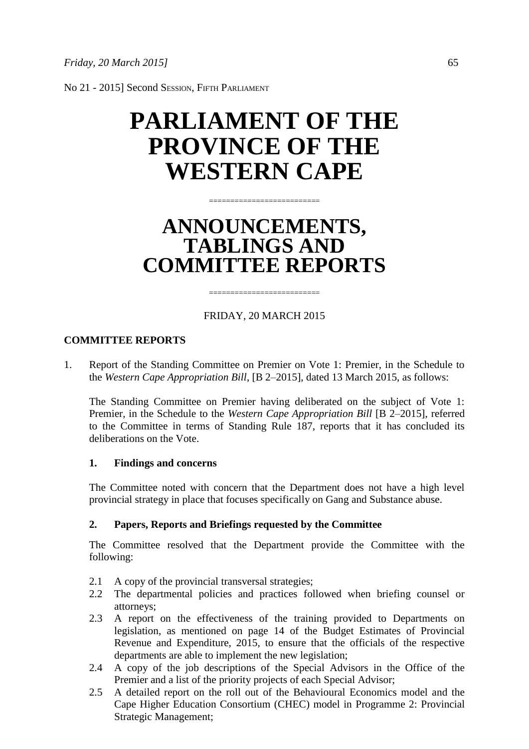No 21 - 2015] Second Session, Fifth Parliament

# PARLIAMENT OF THE PROVINCE OF THE WESTERN CAPE

=========================

# ANNOUNCEMENTS, TABLINGS AND COMMITTEE REPORTS

=========================

FRIDAY, 20 MARCH 2015

**COMMITTEE REPORTS**

1. Report of the Standing Committee on Premier on Vote 1: Premier, in the Schedule to the *Western Cape Appropriation Bill*, [B 2–2015], dated 13 March 2015, as follows:

   The Standing Committee on Premier having deliberated on the subject of Vote 1: Premier, in the Schedule to the *Western Cape Appropriation Bill* [B 2–2015], referred to the Committee in terms of Standing Rule 187, reports that it has concluded its deliberations on the Vote.

   **1. Findings and concerns**

   The Committee noted with concern that the Department does not have a high level provincial strategy in place that focuses specifically on Gang and Substance abuse.

   **2. Papers, Reports and Briefings requested by the Committee**

   The Committee resolved that the Department provide the Committee with the following:

   2.1 A copy of the provincial transversal strategies;
   2.2 The departmental policies and practices followed when briefing counsel or attorneys;
   2.3 A report on the effectiveness of the training provided to Departments on legislation, as mentioned on page 14 of the Budget Estimates of Provincial Revenue and Expenditure, 2015, to ensure that the officials of the respective departments are able to implement the new legislation;
   2.4 A copy of the job descriptions of the Special Advisors in the Office of the Premier and a list of the priority projects of each Special Advisor;
   2.5 A detailed report on the roll out of the Behavioural Economics model and the Cape Higher Education Consortium (CHEC) model in Programme 2: Provincial Strategic Management;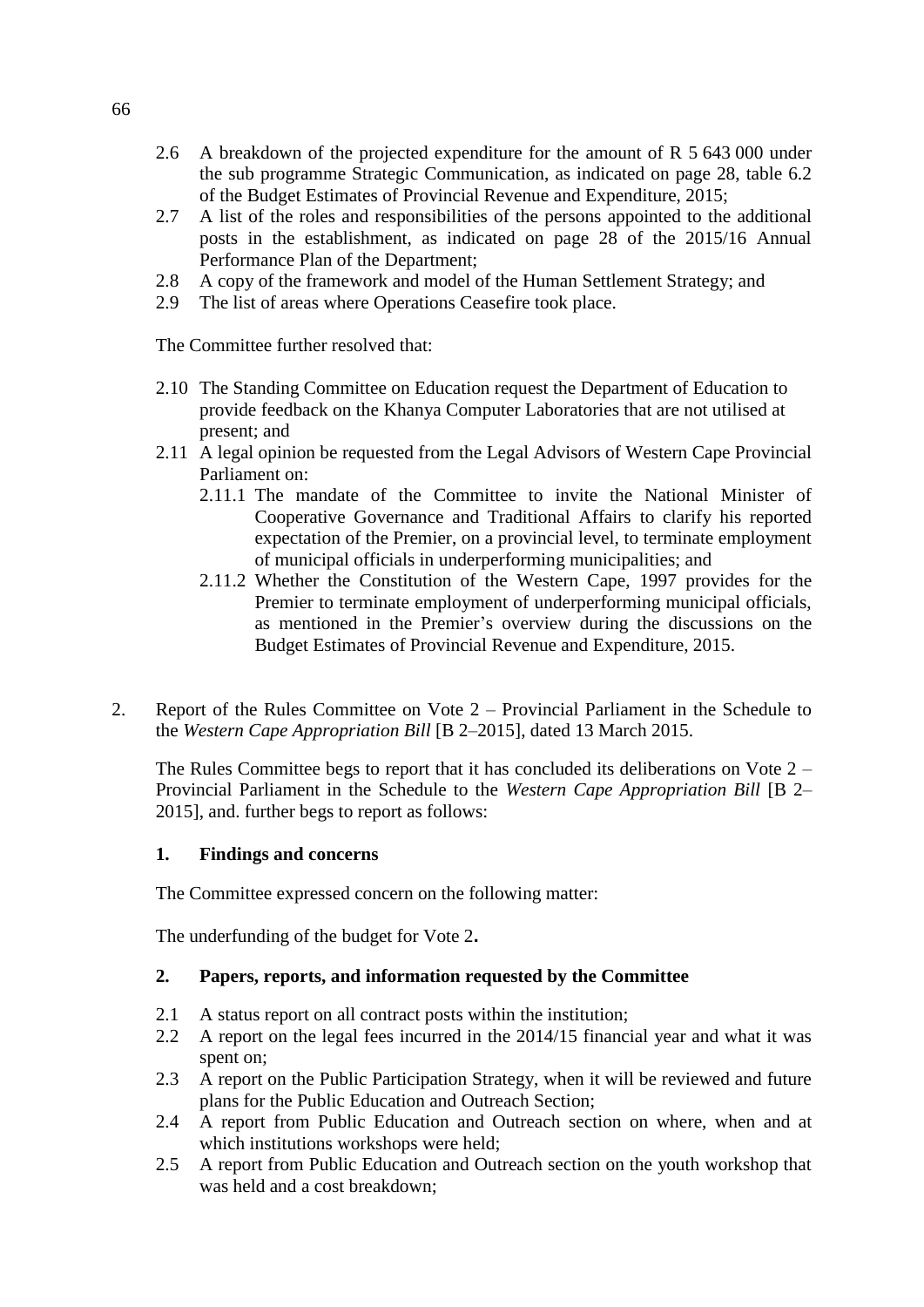2.6 A breakdown of the projected expenditure for the amount of R 5 643 000 under the sub programme Strategic Communication, as indicated on page 28, table 6.2 of the Budget Estimates of Provincial Revenue and Expenditure, 2015;

2.7 A list of the roles and responsibilities of the persons appointed to the additional posts in the establishment, as indicated on page 28 of the 2015/16 Annual Performance Plan of the Department;

2.8 A copy of the framework and model of the Human Settlement Strategy; and

2.9 The list of areas where Operations Ceasefire took place.

The Committee further resolved that:

2.10 The Standing Committee on Education request the Department of Education to provide feedback on the Khanya Computer Laboratories that are not utilised at present; and

2.11 A legal opinion be requested from the Legal Advisors of Western Cape Provincial Parliament on:

   2.11.1 The mandate of the Committee to invite the National Minister of Cooperative Governance and Traditional Affairs to clarify his reported expectation of the Premier, on a provincial level, to terminate employment of municipal officials in underperforming municipalities; and

   2.11.2 Whether the Constitution of the Western Cape, 1997 provides for the Premier to terminate employment of underperforming municipal officials, as mentioned in the Premier's overview during the discussions on the Budget Estimates of Provincial Revenue and Expenditure, 2015.

2. Report of the Rules Committee on Vote 2 – Provincial Parliament in the Schedule to the *Western Cape Appropriation Bill* [B 2–2015], dated 13 March 2015.

The Rules Committee begs to report that it has concluded its deliberations on Vote 2 – Provincial Parliament in the Schedule to the *Western Cape Appropriation Bill* [B 2–2015], and. further begs to report as follows:

**1. Findings and concerns**

The Committee expressed concern on the following matter:

The underfunding of the budget for Vote 2**.**

**2. Papers, reports, and information requested by the Committee**

2.1 A status report on all contract posts within the institution;

2.2 A report on the legal fees incurred in the 2014/15 financial year and what it was spent on;

2.3 A report on the Public Participation Strategy, when it will be reviewed and future plans for the Public Education and Outreach Section;

2.4 A report from Public Education and Outreach section on where, when and at which institutions workshops were held;

2.5 A report from Public Education and Outreach section on the youth workshop that was held and a cost breakdown;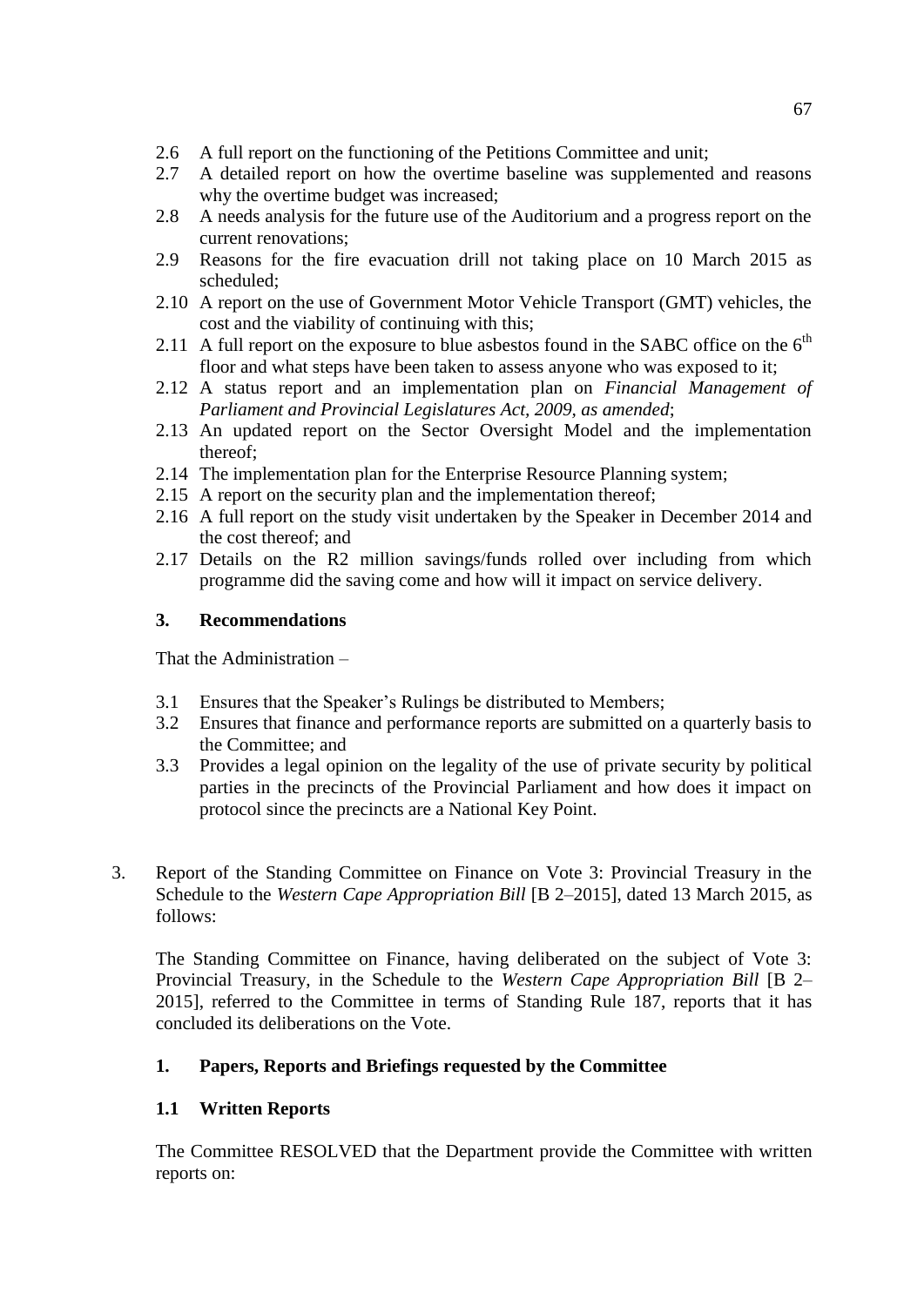2.6 A full report on the functioning of the Petitions Committee and unit;

2.7 A detailed report on how the overtime baseline was supplemented and reasons why the overtime budget was increased;

2.8 A needs analysis for the future use of the Auditorium and a progress report on the current renovations;

2.9 Reasons for the fire evacuation drill not taking place on 10 March 2015 as scheduled;

2.10 A report on the use of Government Motor Vehicle Transport (GMT) vehicles, the cost and the viability of continuing with this;

2.11 A full report on the exposure to blue asbestos found in the SABC office on the 6th floor and what steps have been taken to assess anyone who was exposed to it;

2.12 A status report and an implementation plan on *Financial Management of Parliament and Provincial Legislatures Act, 2009, as amended*;

2.13 An updated report on the Sector Oversight Model and the implementation thereof;

2.14 The implementation plan for the Enterprise Resource Planning system;

2.15 A report on the security plan and the implementation thereof;

2.16 A full report on the study visit undertaken by the Speaker in December 2014 and the cost thereof; and

2.17 Details on the R2 million savings/funds rolled over including from which programme did the saving come and how will it impact on service delivery.

**3. Recommendations**

That the Administration –

3.1 Ensures that the Speaker's Rulings be distributed to Members;

3.2 Ensures that finance and performance reports are submitted on a quarterly basis to the Committee; and

3.3 Provides a legal opinion on the legality of the use of private security by political parties in the precincts of the Provincial Parliament and how does it impact on protocol since the precincts are a National Key Point.

3. Report of the Standing Committee on Finance on Vote 3: Provincial Treasury in the Schedule to the *Western Cape Appropriation Bill* [B 2–2015], dated 13 March 2015, as follows:

The Standing Committee on Finance, having deliberated on the subject of Vote 3: Provincial Treasury, in the Schedule to the *Western Cape Appropriation Bill* [B 2–2015], referred to the Committee in terms of Standing Rule 187, reports that it has concluded its deliberations on the Vote.

**1. Papers, Reports and Briefings requested by the Committee**

**1.1 Written Reports**

The Committee RESOLVED that the Department provide the Committee with written reports on: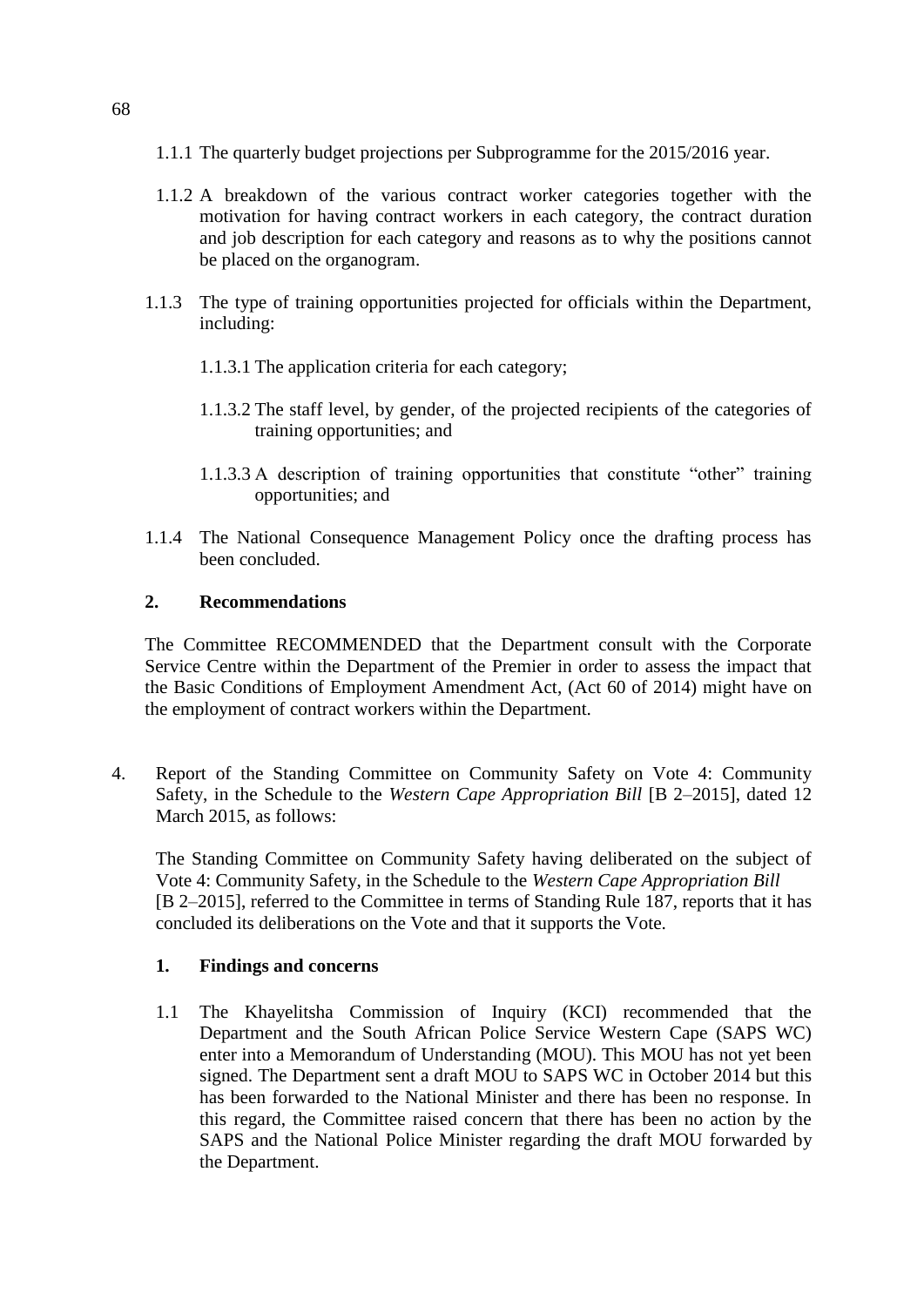1.1.1 The quarterly budget projections per Subprogramme for the 2015/2016 year.

1.1.2 A breakdown of the various contract worker categories together with the motivation for having contract workers in each category, the contract duration and job description for each category and reasons as to why the positions cannot be placed on the organogram.

1.1.3 The type of training opportunities projected for officials within the Department, including:

1.1.3.1 The application criteria for each category;

1.1.3.2 The staff level, by gender, of the projected recipients of the categories of training opportunities; and

1.1.3.3 A description of training opportunities that constitute "other" training opportunities; and

1.1.4 The National Consequence Management Policy once the drafting process has been concluded.

**2. Recommendations**

The Committee RECOMMENDED that the Department consult with the Corporate Service Centre within the Department of the Premier in order to assess the impact that the Basic Conditions of Employment Amendment Act, (Act 60 of 2014) might have on the employment of contract workers within the Department.

4. Report of the Standing Committee on Community Safety on Vote 4: Community Safety, in the Schedule to the *Western Cape Appropriation Bill* [B 2–2015], dated 12 March 2015, as follows:

The Standing Committee on Community Safety having deliberated on the subject of Vote 4: Community Safety, in the Schedule to the *Western Cape Appropriation Bill* [B 2–2015], referred to the Committee in terms of Standing Rule 187, reports that it has concluded its deliberations on the Vote and that it supports the Vote.

**1. Findings and concerns**

1.1 The Khayelitsha Commission of Inquiry (KCI) recommended that the Department and the South African Police Service Western Cape (SAPS WC) enter into a Memorandum of Understanding (MOU). This MOU has not yet been signed. The Department sent a draft MOU to SAPS WC in October 2014 but this has been forwarded to the National Minister and there has been no response. In this regard, the Committee raised concern that there has been no action by the SAPS and the National Police Minister regarding the draft MOU forwarded by the Department.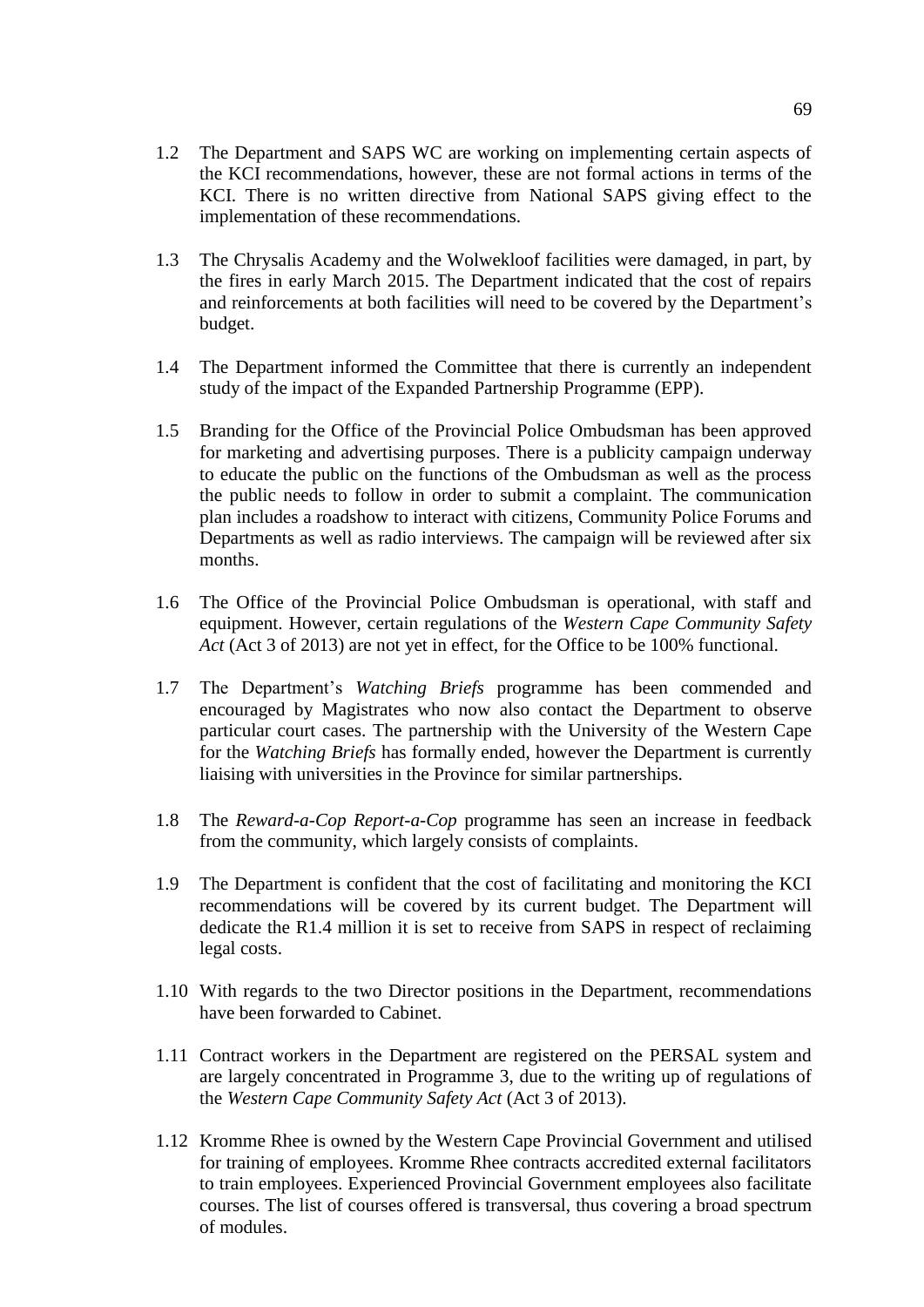1.2 The Department and SAPS WC are working on implementing certain aspects of the KCI recommendations, however, these are not formal actions in terms of the KCI. There is no written directive from National SAPS giving effect to the implementation of these recommendations.

1.3 The Chrysalis Academy and the Wolwekloof facilities were damaged, in part, by the fires in early March 2015. The Department indicated that the cost of repairs and reinforcements at both facilities will need to be covered by the Department's budget.

1.4 The Department informed the Committee that there is currently an independent study of the impact of the Expanded Partnership Programme (EPP).

1.5 Branding for the Office of the Provincial Police Ombudsman has been approved for marketing and advertising purposes. There is a publicity campaign underway to educate the public on the functions of the Ombudsman as well as the process the public needs to follow in order to submit a complaint. The communication plan includes a roadshow to interact with citizens, Community Police Forums and Departments as well as radio interviews. The campaign will be reviewed after six months.

1.6 The Office of the Provincial Police Ombudsman is operational, with staff and equipment. However, certain regulations of the *Western Cape Community Safety Act* (Act 3 of 2013) are not yet in effect, for the Office to be 100% functional.

1.7 The Department's *Watching Briefs* programme has been commended and encouraged by Magistrates who now also contact the Department to observe particular court cases. The partnership with the University of the Western Cape for the *Watching Briefs* has formally ended, however the Department is currently liaising with universities in the Province for similar partnerships.

1.8 The *Reward-a-Cop Report-a-Cop* programme has seen an increase in feedback from the community, which largely consists of complaints.

1.9 The Department is confident that the cost of facilitating and monitoring the KCI recommendations will be covered by its current budget. The Department will dedicate the R1.4 million it is set to receive from SAPS in respect of reclaiming legal costs.

1.10 With regards to the two Director positions in the Department, recommendations have been forwarded to Cabinet.

1.11 Contract workers in the Department are registered on the PERSAL system and are largely concentrated in Programme 3, due to the writing up of regulations of the *Western Cape Community Safety Act* (Act 3 of 2013).

1.12 Kromme Rhee is owned by the Western Cape Provincial Government and utilised for training of employees. Kromme Rhee contracts accredited external facilitators to train employees. Experienced Provincial Government employees also facilitate courses. The list of courses offered is transversal, thus covering a broad spectrum of modules.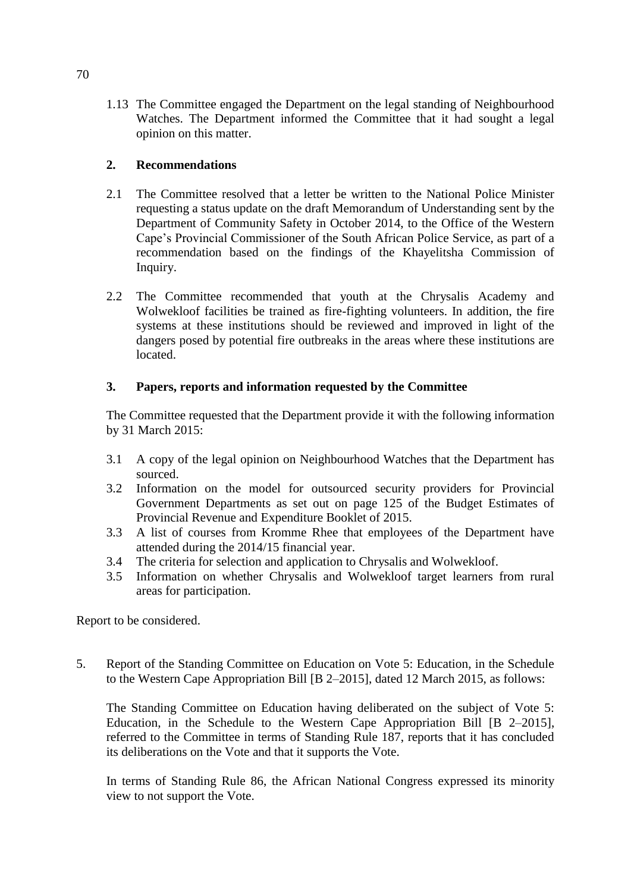1.13 The Committee engaged the Department on the legal standing of Neighbourhood Watches. The Department informed the Committee that it had sought a legal opinion on this matter.

**2. Recommendations**

2.1 The Committee resolved that a letter be written to the National Police Minister requesting a status update on the draft Memorandum of Understanding sent by the Department of Community Safety in October 2014, to the Office of the Western Cape's Provincial Commissioner of the South African Police Service, as part of a recommendation based on the findings of the Khayelitsha Commission of Inquiry.

2.2 The Committee recommended that youth at the Chrysalis Academy and Wolwekloof facilities be trained as fire-fighting volunteers. In addition, the fire systems at these institutions should be reviewed and improved in light of the dangers posed by potential fire outbreaks in the areas where these institutions are located.

**3. Papers, reports and information requested by the Committee**

The Committee requested that the Department provide it with the following information by 31 March 2015:

3.1 A copy of the legal opinion on Neighbourhood Watches that the Department has sourced.
3.2 Information on the model for outsourced security providers for Provincial Government Departments as set out on page 125 of the Budget Estimates of Provincial Revenue and Expenditure Booklet of 2015.
3.3 A list of courses from Kromme Rhee that employees of the Department have attended during the 2014/15 financial year.
3.4 The criteria for selection and application to Chrysalis and Wolwekloof.
3.5 Information on whether Chrysalis and Wolwekloof target learners from rural areas for participation.

Report to be considered.

5. Report of the Standing Committee on Education on Vote 5: Education, in the Schedule to the Western Cape Appropriation Bill [B 2–2015], dated 12 March 2015, as follows:

The Standing Committee on Education having deliberated on the subject of Vote 5: Education, in the Schedule to the Western Cape Appropriation Bill [B 2–2015], referred to the Committee in terms of Standing Rule 187, reports that it has concluded its deliberations on the Vote and that it supports the Vote.

In terms of Standing Rule 86, the African National Congress expressed its minority view to not support the Vote.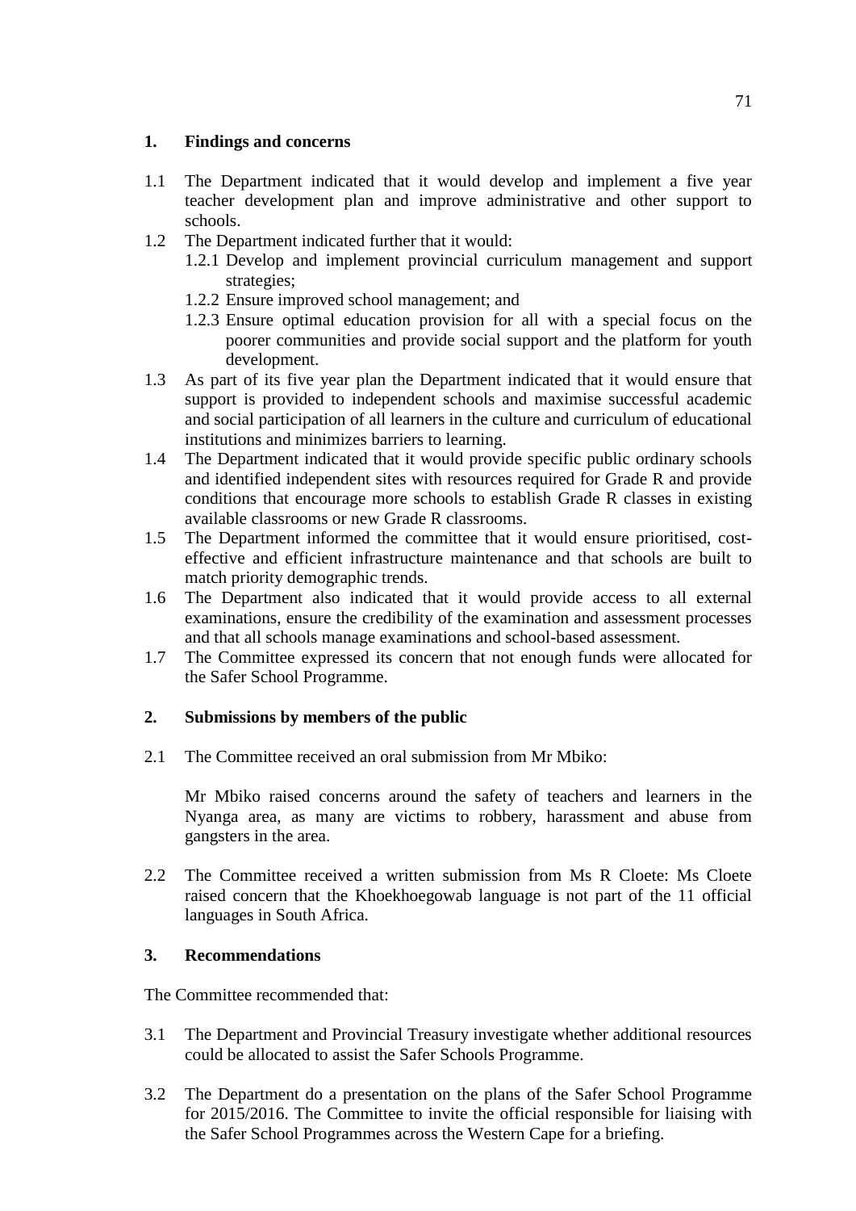## 1. Findings and concerns

1.1 The Department indicated that it would develop and implement a five year teacher development plan and improve administrative and other support to schools.

1.2 The Department indicated further that it would:

- 1.2.1 Develop and implement provincial curriculum management and support strategies;
- 1.2.2 Ensure improved school management; and
- 1.2.3 Ensure optimal education provision for all with a special focus on the poorer communities and provide social support and the platform for youth development.

1.3 As part of its five year plan the Department indicated that it would ensure that support is provided to independent schools and maximise successful academic and social participation of all learners in the culture and curriculum of educational institutions and minimizes barriers to learning.

1.4 The Department indicated that it would provide specific public ordinary schools and identified independent sites with resources required for Grade R and provide conditions that encourage more schools to establish Grade R classes in existing available classrooms or new Grade R classrooms.

1.5 The Department informed the committee that it would ensure prioritised, cost-effective and efficient infrastructure maintenance and that schools are built to match priority demographic trends.

1.6 The Department also indicated that it would provide access to all external examinations, ensure the credibility of the examination and assessment processes and that all schools manage examinations and school-based assessment.

1.7 The Committee expressed its concern that not enough funds were allocated for the Safer School Programme.

## 2. Submissions by members of the public

2.1 The Committee received an oral submission from Mr Mbiko:

Mr Mbiko raised concerns around the safety of teachers and learners in the Nyanga area, as many are victims to robbery, harassment and abuse from gangsters in the area.

2.2 The Committee received a written submission from Ms R Cloete: Ms Cloete raised concern that the Khoekhoegowab language is not part of the 11 official languages in South Africa.

## 3. Recommendations

The Committee recommended that:

3.1 The Department and Provincial Treasury investigate whether additional resources could be allocated to assist the Safer Schools Programme.

3.2 The Department do a presentation on the plans of the Safer School Programme for 2015/2016. The Committee to invite the official responsible for liaising with the Safer School Programmes across the Western Cape for a briefing.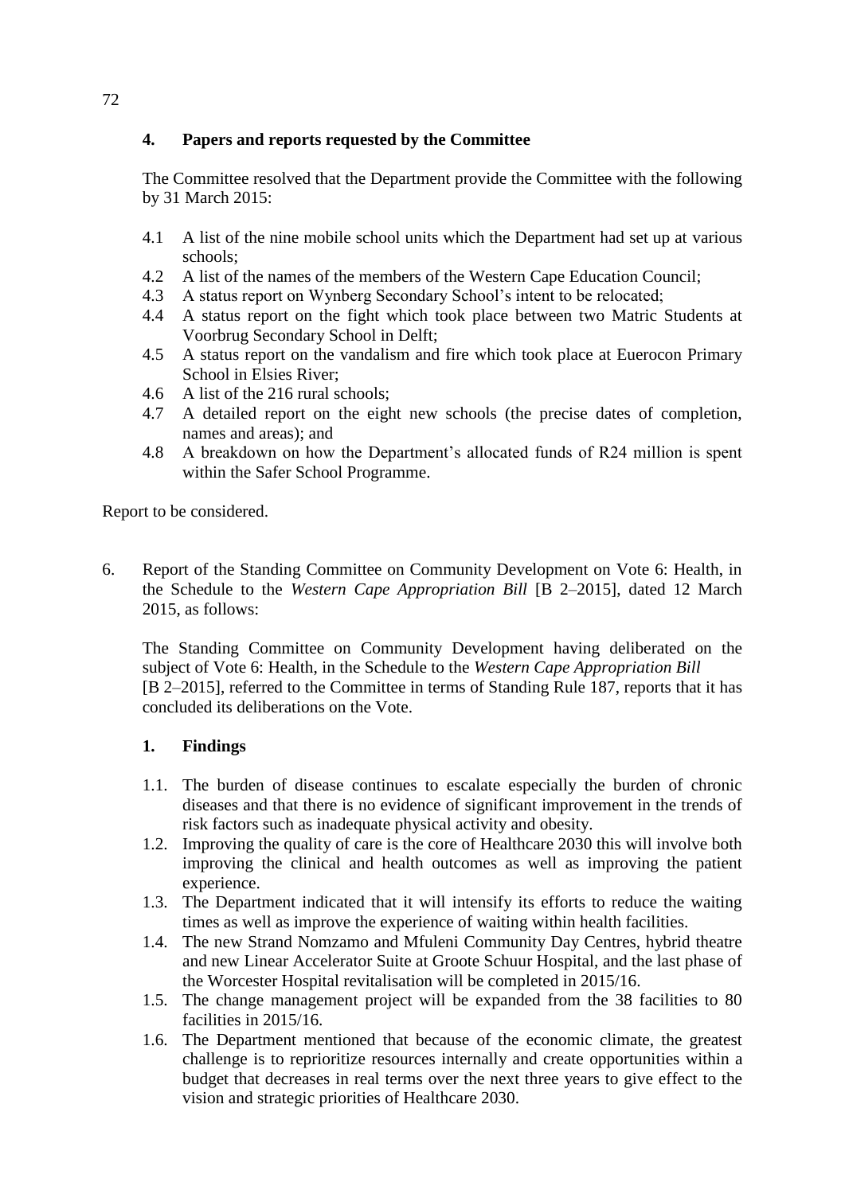### 4. Papers and reports requested by the Committee

The Committee resolved that the Department provide the Committee with the following by 31 March 2015:

- 4.1 A list of the nine mobile school units which the Department had set up at various schools;
- 4.2 A list of the names of the members of the Western Cape Education Council;
- 4.3 A status report on Wynberg Secondary School's intent to be relocated;
- 4.4 A status report on the fight which took place between two Matric Students at Voorbrug Secondary School in Delft;
- 4.5 A status report on the vandalism and fire which took place at Euerocon Primary School in Elsies River;
- 4.6 A list of the 216 rural schools;
- 4.7 A detailed report on the eight new schools (the precise dates of completion, names and areas); and
- 4.8 A breakdown on how the Department's allocated funds of R24 million is spent within the Safer School Programme.

Report to be considered.

6. Report of the Standing Committee on Community Development on Vote 6: Health, in the Schedule to the *Western Cape Appropriation Bill* [B 2–2015], dated 12 March 2015, as follows:

The Standing Committee on Community Development having deliberated on the subject of Vote 6: Health, in the Schedule to the *Western Cape Appropriation Bill* [B 2–2015], referred to the Committee in terms of Standing Rule 187, reports that it has concluded its deliberations on the Vote.

### 1. Findings

- 1.1. The burden of disease continues to escalate especially the burden of chronic diseases and that there is no evidence of significant improvement in the trends of risk factors such as inadequate physical activity and obesity.
- 1.2. Improving the quality of care is the core of Healthcare 2030 this will involve both improving the clinical and health outcomes as well as improving the patient experience.
- 1.3. The Department indicated that it will intensify its efforts to reduce the waiting times as well as improve the experience of waiting within health facilities.
- 1.4. The new Strand Nomzamo and Mfuleni Community Day Centres, hybrid theatre and new Linear Accelerator Suite at Groote Schuur Hospital, and the last phase of the Worcester Hospital revitalisation will be completed in 2015/16.
- 1.5. The change management project will be expanded from the 38 facilities to 80 facilities in 2015/16.
- 1.6. The Department mentioned that because of the economic climate, the greatest challenge is to reprioritize resources internally and create opportunities within a budget that decreases in real terms over the next three years to give effect to the vision and strategic priorities of Healthcare 2030.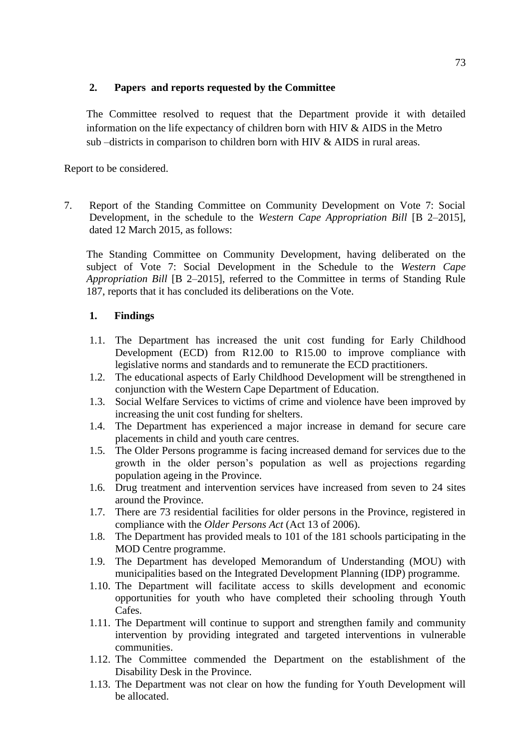**2. Papers and reports requested by the Committee**

The Committee resolved to request that the Department provide it with detailed information on the life expectancy of children born with HIV & AIDS in the Metro sub –districts in comparison to children born with HIV & AIDS in rural areas.

Report to be considered.

7. Report of the Standing Committee on Community Development on Vote 7: Social Development, in the schedule to the *Western Cape Appropriation Bill* [B 2–2015], dated 12 March 2015, as follows:

The Standing Committee on Community Development, having deliberated on the subject of Vote 7: Social Development in the Schedule to the *Western Cape Appropriation Bill* [B 2–2015], referred to the Committee in terms of Standing Rule 187, reports that it has concluded its deliberations on the Vote.

**1. Findings**

1.1. The Department has increased the unit cost funding for Early Childhood Development (ECD) from R12.00 to R15.00 to improve compliance with legislative norms and standards and to remunerate the ECD practitioners.

1.2. The educational aspects of Early Childhood Development will be strengthened in conjunction with the Western Cape Department of Education.

1.3. Social Welfare Services to victims of crime and violence have been improved by increasing the unit cost funding for shelters.

1.4. The Department has experienced a major increase in demand for secure care placements in child and youth care centres.

1.5. The Older Persons programme is facing increased demand for services due to the growth in the older person's population as well as projections regarding population ageing in the Province.

1.6. Drug treatment and intervention services have increased from seven to 24 sites around the Province.

1.7. There are 73 residential facilities for older persons in the Province, registered in compliance with the *Older Persons Act* (Act 13 of 2006).

1.8. The Department has provided meals to 101 of the 181 schools participating in the MOD Centre programme.

1.9. The Department has developed Memorandum of Understanding (MOU) with municipalities based on the Integrated Development Planning (IDP) programme.

1.10. The Department will facilitate access to skills development and economic opportunities for youth who have completed their schooling through Youth Cafes.

1.11. The Department will continue to support and strengthen family and community intervention by providing integrated and targeted interventions in vulnerable communities.

1.12. The Committee commended the Department on the establishment of the Disability Desk in the Province.

1.13. The Department was not clear on how the funding for Youth Development will be allocated.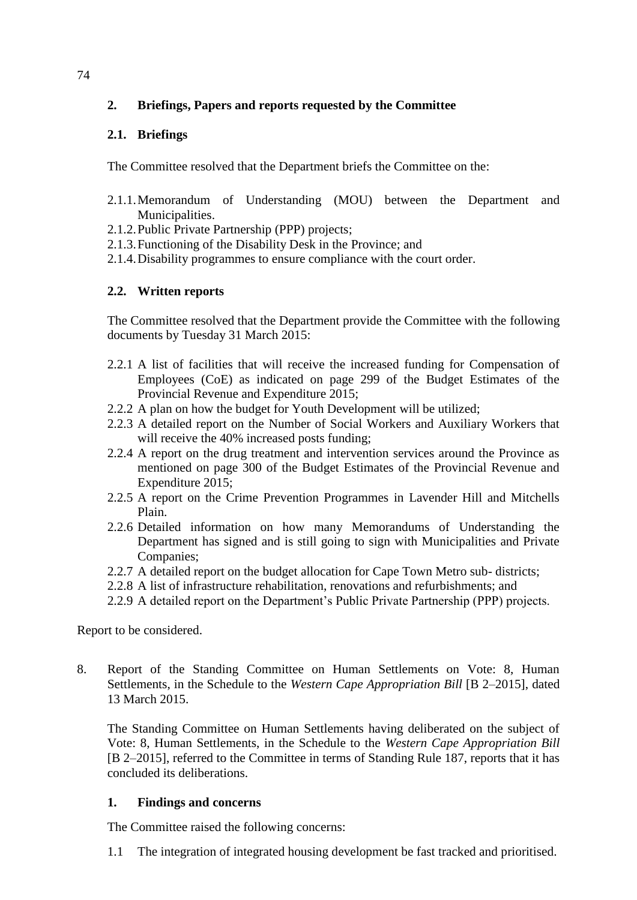## 2. Briefings, Papers and reports requested by the Committee

### 2.1. Briefings

The Committee resolved that the Department briefs the Committee on the:

2.1.1. Memorandum of Understanding (MOU) between the Department and Municipalities.
2.1.2. Public Private Partnership (PPP) projects;
2.1.3. Functioning of the Disability Desk in the Province; and
2.1.4. Disability programmes to ensure compliance with the court order.

### 2.2. Written reports

The Committee resolved that the Department provide the Committee with the following documents by Tuesday 31 March 2015:

2.2.1 A list of facilities that will receive the increased funding for Compensation of Employees (CoE) as indicated on page 299 of the Budget Estimates of the Provincial Revenue and Expenditure 2015;
2.2.2 A plan on how the budget for Youth Development will be utilized;
2.2.3 A detailed report on the Number of Social Workers and Auxiliary Workers that will receive the 40% increased posts funding;
2.2.4 A report on the drug treatment and intervention services around the Province as mentioned on page 300 of the Budget Estimates of the Provincial Revenue and Expenditure 2015;
2.2.5 A report on the Crime Prevention Programmes in Lavender Hill and Mitchells Plain.
2.2.6 Detailed information on how many Memorandums of Understanding the Department has signed and is still going to sign with Municipalities and Private Companies;
2.2.7 A detailed report on the budget allocation for Cape Town Metro sub- districts;
2.2.8 A list of infrastructure rehabilitation, renovations and refurbishments; and
2.2.9 A detailed report on the Department's Public Private Partnership (PPP) projects.

Report to be considered.

8. Report of the Standing Committee on Human Settlements on Vote: 8, Human Settlements, in the Schedule to the *Western Cape Appropriation Bill* [B 2–2015], dated 13 March 2015.

The Standing Committee on Human Settlements having deliberated on the subject of Vote: 8, Human Settlements, in the Schedule to the *Western Cape Appropriation Bill* [B 2–2015], referred to the Committee in terms of Standing Rule 187, reports that it has concluded its deliberations.

### 1. Findings and concerns

The Committee raised the following concerns:

1.1 The integration of integrated housing development be fast tracked and prioritised.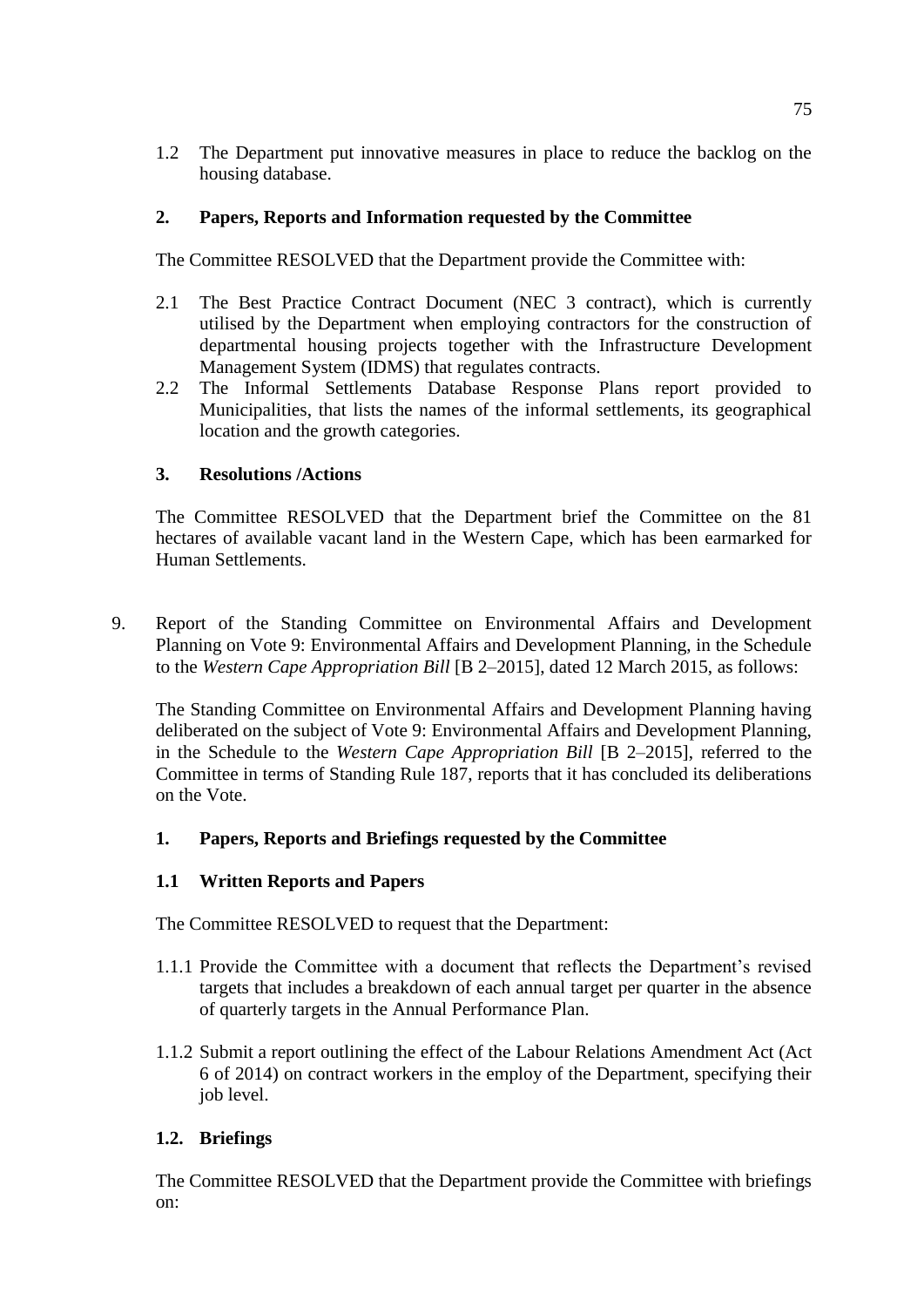1.2 The Department put innovative measures in place to reduce the backlog on the housing database.

**2. Papers, Reports and Information requested by the Committee**

The Committee RESOLVED that the Department provide the Committee with:

2.1 The Best Practice Contract Document (NEC 3 contract), which is currently utilised by the Department when employing contractors for the construction of departmental housing projects together with the Infrastructure Development Management System (IDMS) that regulates contracts.

2.2 The Informal Settlements Database Response Plans report provided to Municipalities, that lists the names of the informal settlements, its geographical location and the growth categories.

**3. Resolutions /Actions**

The Committee RESOLVED that the Department brief the Committee on the 81 hectares of available vacant land in the Western Cape, which has been earmarked for Human Settlements.

9. Report of the Standing Committee on Environmental Affairs and Development Planning on Vote 9: Environmental Affairs and Development Planning, in the Schedule to the *Western Cape Appropriation Bill* [B 2–2015], dated 12 March 2015, as follows:

The Standing Committee on Environmental Affairs and Development Planning having deliberated on the subject of Vote 9: Environmental Affairs and Development Planning, in the Schedule to the *Western Cape Appropriation Bill* [B 2–2015], referred to the Committee in terms of Standing Rule 187, reports that it has concluded its deliberations on the Vote.

**1. Papers, Reports and Briefings requested by the Committee**

**1.1 Written Reports and Papers**

The Committee RESOLVED to request that the Department:

1.1.1 Provide the Committee with a document that reflects the Department's revised targets that includes a breakdown of each annual target per quarter in the absence of quarterly targets in the Annual Performance Plan.

1.1.2 Submit a report outlining the effect of the Labour Relations Amendment Act (Act 6 of 2014) on contract workers in the employ of the Department, specifying their job level.

**1.2. Briefings**

The Committee RESOLVED that the Department provide the Committee with briefings on: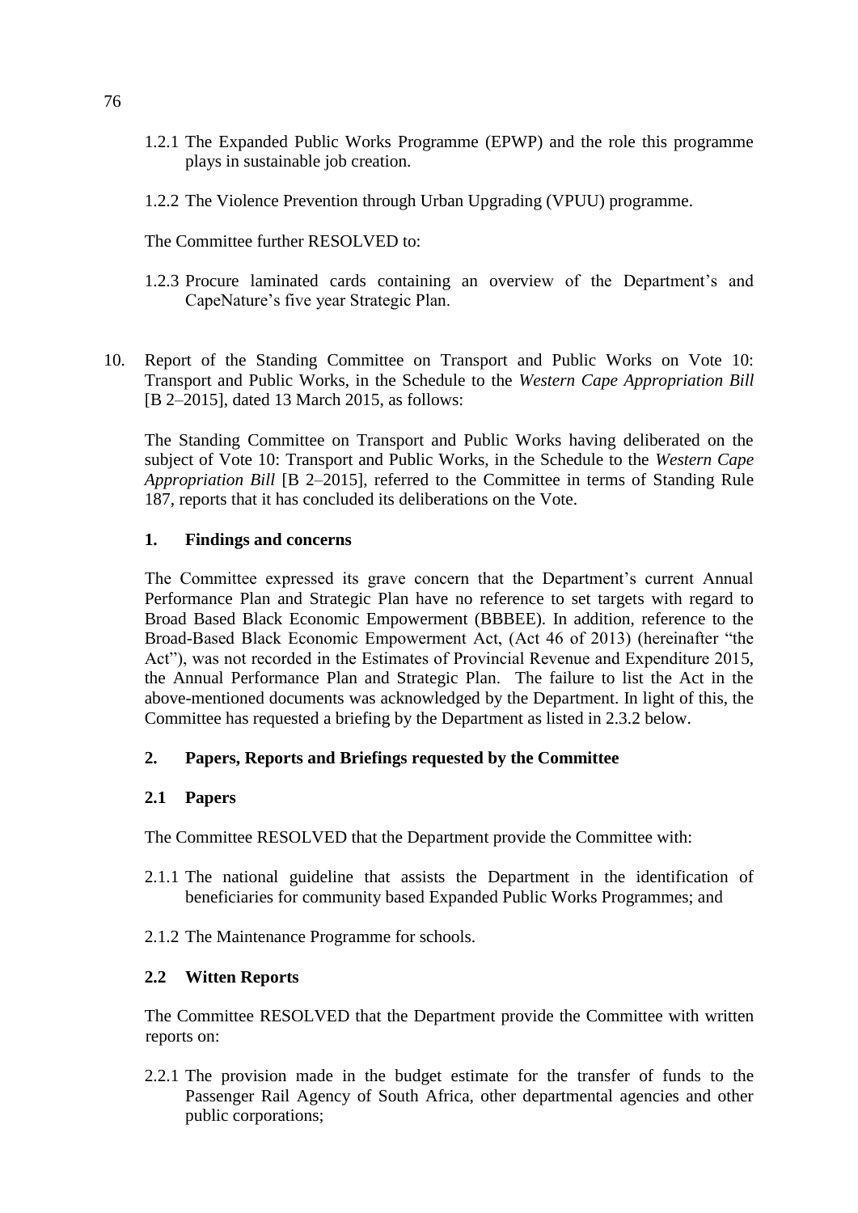1.2.1 The Expanded Public Works Programme (EPWP) and the role this programme plays in sustainable job creation.

1.2.2 The Violence Prevention through Urban Upgrading (VPUU) programme.

The Committee further RESOLVED to:

1.2.3 Procure laminated cards containing an overview of the Department's and CapeNature's five year Strategic Plan.

10. Report of the Standing Committee on Transport and Public Works on Vote 10: Transport and Public Works, in the Schedule to the *Western Cape Appropriation Bill* [B 2–2015], dated 13 March 2015, as follows:

The Standing Committee on Transport and Public Works having deliberated on the subject of Vote 10: Transport and Public Works, in the Schedule to the *Western Cape Appropriation Bill* [B 2–2015], referred to the Committee in terms of Standing Rule 187, reports that it has concluded its deliberations on the Vote.

**1. Findings and concerns**

The Committee expressed its grave concern that the Department's current Annual Performance Plan and Strategic Plan have no reference to set targets with regard to Broad Based Black Economic Empowerment (BBBEE). In addition, reference to the Broad-Based Black Economic Empowerment Act, (Act 46 of 2013) (hereinafter "the Act"), was not recorded in the Estimates of Provincial Revenue and Expenditure 2015, the Annual Performance Plan and Strategic Plan. The failure to list the Act in the above-mentioned documents was acknowledged by the Department. In light of this, the Committee has requested a briefing by the Department as listed in 2.3.2 below.

**2. Papers, Reports and Briefings requested by the Committee**

**2.1 Papers**

The Committee RESOLVED that the Department provide the Committee with:

2.1.1 The national guideline that assists the Department in the identification of beneficiaries for community based Expanded Public Works Programmes; and

2.1.2 The Maintenance Programme for schools.

**2.2 Witten Reports**

The Committee RESOLVED that the Department provide the Committee with written reports on:

2.2.1 The provision made in the budget estimate for the transfer of funds to the Passenger Rail Agency of South Africa, other departmental agencies and other public corporations;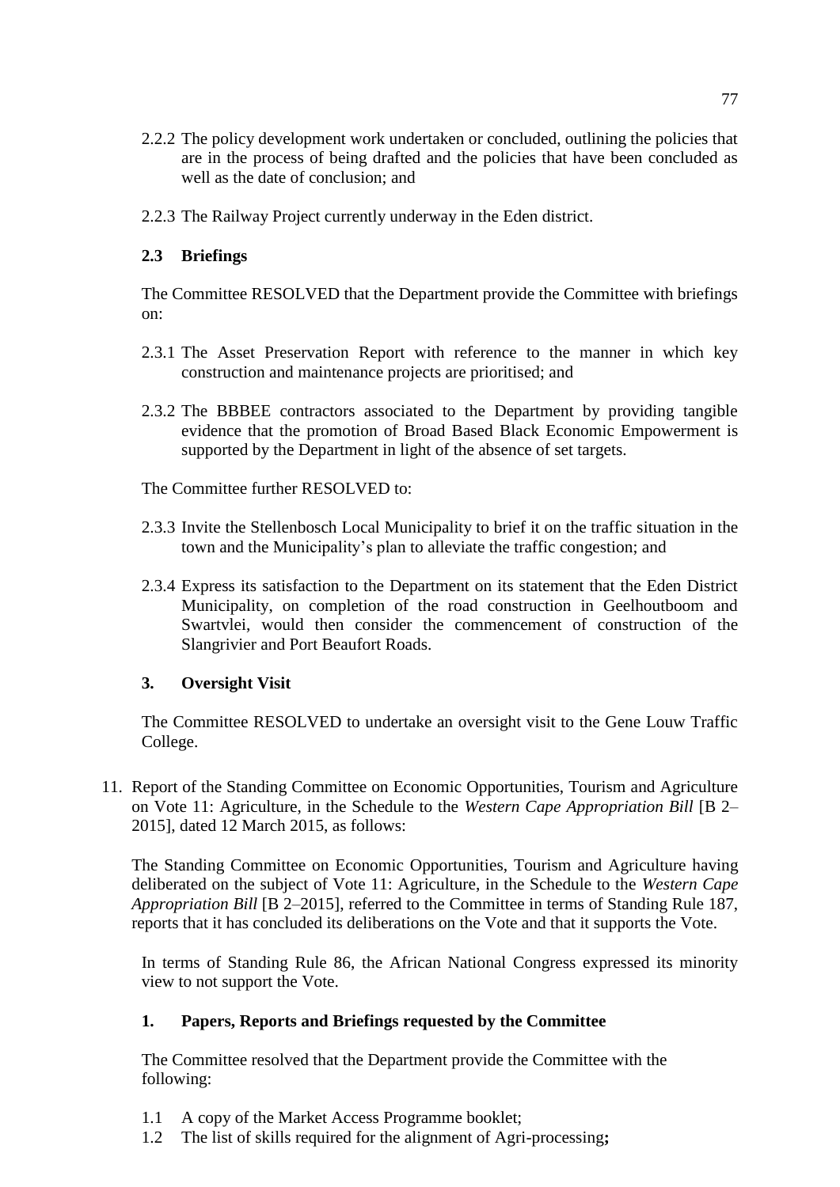2.2.2 The policy development work undertaken or concluded, outlining the policies that are in the process of being drafted and the policies that have been concluded as well as the date of conclusion; and

2.2.3 The Railway Project currently underway in the Eden district.

**2.3 Briefings**

The Committee RESOLVED that the Department provide the Committee with briefings on:

2.3.1 The Asset Preservation Report with reference to the manner in which key construction and maintenance projects are prioritised; and

2.3.2 The BBBEE contractors associated to the Department by providing tangible evidence that the promotion of Broad Based Black Economic Empowerment is supported by the Department in light of the absence of set targets.

The Committee further RESOLVED to:

2.3.3 Invite the Stellenbosch Local Municipality to brief it on the traffic situation in the town and the Municipality's plan to alleviate the traffic congestion; and

2.3.4 Express its satisfaction to the Department on its statement that the Eden District Municipality, on completion of the road construction in Geelhoutboom and Swartvlei, would then consider the commencement of construction of the Slangrivier and Port Beaufort Roads.

**3. Oversight Visit**

The Committee RESOLVED to undertake an oversight visit to the Gene Louw Traffic College.

11. Report of the Standing Committee on Economic Opportunities, Tourism and Agriculture on Vote 11: Agriculture, in the Schedule to the *Western Cape Appropriation Bill* [B 2–2015], dated 12 March 2015, as follows:

The Standing Committee on Economic Opportunities, Tourism and Agriculture having deliberated on the subject of Vote 11: Agriculture, in the Schedule to the *Western Cape Appropriation Bill* [B 2–2015], referred to the Committee in terms of Standing Rule 187, reports that it has concluded its deliberations on the Vote and that it supports the Vote.

In terms of Standing Rule 86, the African National Congress expressed its minority view to not support the Vote.

**1. Papers, Reports and Briefings requested by the Committee**

The Committee resolved that the Department provide the Committee with the following:

1.1 A copy of the Market Access Programme booklet;

1.2 The list of skills required for the alignment of Agri-processing**;**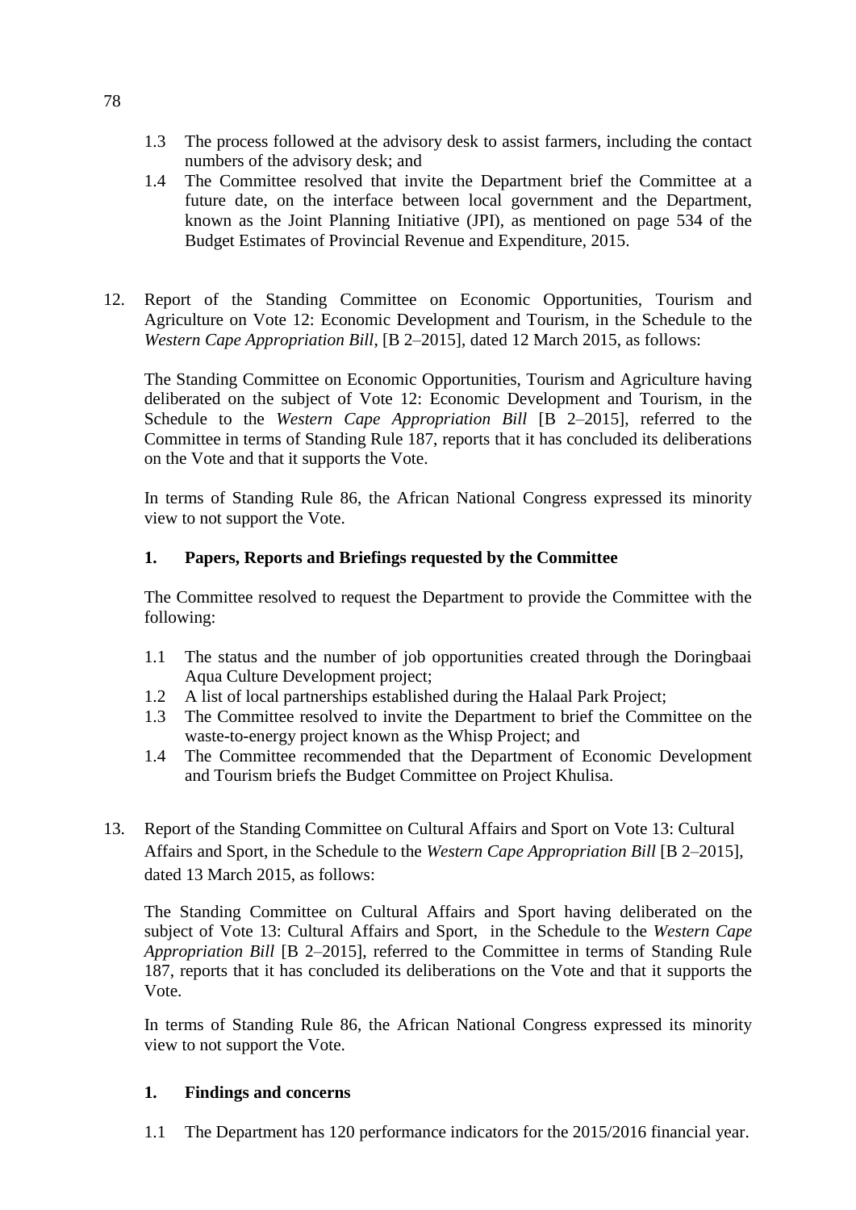1.3 The process followed at the advisory desk to assist farmers, including the contact numbers of the advisory desk; and

1.4 The Committee resolved that invite the Department brief the Committee at a future date, on the interface between local government and the Department, known as the Joint Planning Initiative (JPI), as mentioned on page 534 of the Budget Estimates of Provincial Revenue and Expenditure, 2015.

12. Report of the Standing Committee on Economic Opportunities, Tourism and Agriculture on Vote 12: Economic Development and Tourism, in the Schedule to the *Western Cape Appropriation Bill*, [B 2–2015], dated 12 March 2015, as follows:

The Standing Committee on Economic Opportunities, Tourism and Agriculture having deliberated on the subject of Vote 12: Economic Development and Tourism, in the Schedule to the *Western Cape Appropriation Bill* [B 2–2015], referred to the Committee in terms of Standing Rule 187, reports that it has concluded its deliberations on the Vote and that it supports the Vote.

In terms of Standing Rule 86, the African National Congress expressed its minority view to not support the Vote.

**1. Papers, Reports and Briefings requested by the Committee**

The Committee resolved to request the Department to provide the Committee with the following:

1.1 The status and the number of job opportunities created through the Doringbaai Aqua Culture Development project;

1.2 A list of local partnerships established during the Halaal Park Project;

1.3 The Committee resolved to invite the Department to brief the Committee on the waste-to-energy project known as the Whisp Project; and

1.4 The Committee recommended that the Department of Economic Development and Tourism briefs the Budget Committee on Project Khulisa.

13. Report of the Standing Committee on Cultural Affairs and Sport on Vote 13: Cultural Affairs and Sport, in the Schedule to the *Western Cape Appropriation Bill* [B 2–2015], dated 13 March 2015, as follows:

The Standing Committee on Cultural Affairs and Sport having deliberated on the subject of Vote 13: Cultural Affairs and Sport, in the Schedule to the *Western Cape Appropriation Bill* [B 2–2015], referred to the Committee in terms of Standing Rule 187, reports that it has concluded its deliberations on the Vote and that it supports the Vote.

In terms of Standing Rule 86, the African National Congress expressed its minority view to not support the Vote.

**1. Findings and concerns**

1.1 The Department has 120 performance indicators for the 2015/2016 financial year.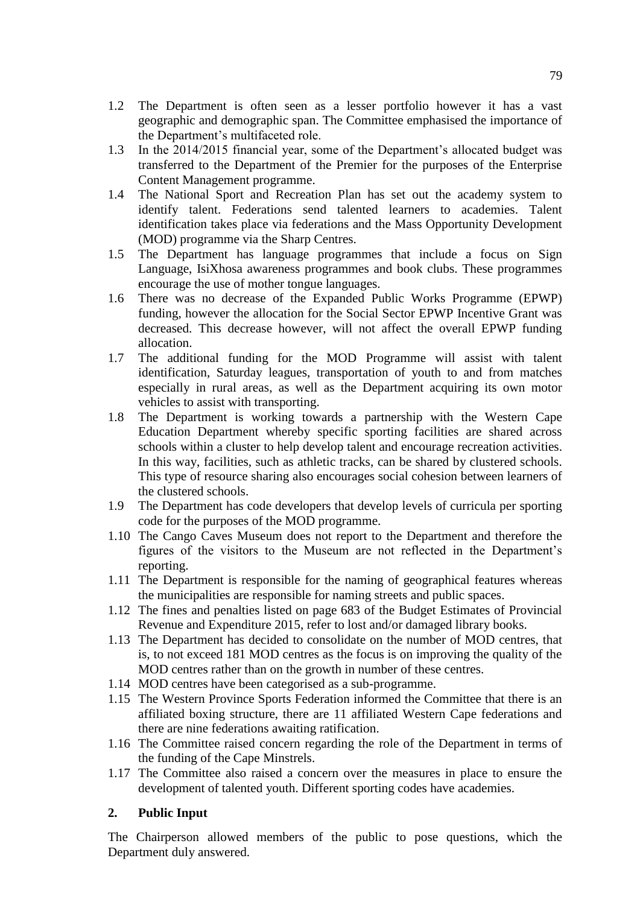1.2 The Department is often seen as a lesser portfolio however it has a vast geographic and demographic span. The Committee emphasised the importance of the Department's multifaceted role.

1.3 In the 2014/2015 financial year, some of the Department's allocated budget was transferred to the Department of the Premier for the purposes of the Enterprise Content Management programme.

1.4 The National Sport and Recreation Plan has set out the academy system to identify talent. Federations send talented learners to academies. Talent identification takes place via federations and the Mass Opportunity Development (MOD) programme via the Sharp Centres.

1.5 The Department has language programmes that include a focus on Sign Language, IsiXhosa awareness programmes and book clubs. These programmes encourage the use of mother tongue languages.

1.6 There was no decrease of the Expanded Public Works Programme (EPWP) funding, however the allocation for the Social Sector EPWP Incentive Grant was decreased. This decrease however, will not affect the overall EPWP funding allocation.

1.7 The additional funding for the MOD Programme will assist with talent identification, Saturday leagues, transportation of youth to and from matches especially in rural areas, as well as the Department acquiring its own motor vehicles to assist with transporting.

1.8 The Department is working towards a partnership with the Western Cape Education Department whereby specific sporting facilities are shared across schools within a cluster to help develop talent and encourage recreation activities. In this way, facilities, such as athletic tracks, can be shared by clustered schools. This type of resource sharing also encourages social cohesion between learners of the clustered schools.

1.9 The Department has code developers that develop levels of curricula per sporting code for the purposes of the MOD programme.

1.10 The Cango Caves Museum does not report to the Department and therefore the figures of the visitors to the Museum are not reflected in the Department's reporting.

1.11 The Department is responsible for the naming of geographical features whereas the municipalities are responsible for naming streets and public spaces.

1.12 The fines and penalties listed on page 683 of the Budget Estimates of Provincial Revenue and Expenditure 2015, refer to lost and/or damaged library books.

1.13 The Department has decided to consolidate on the number of MOD centres, that is, to not exceed 181 MOD centres as the focus is on improving the quality of the MOD centres rather than on the growth in number of these centres.

1.14 MOD centres have been categorised as a sub-programme.

1.15 The Western Province Sports Federation informed the Committee that there is an affiliated boxing structure, there are 11 affiliated Western Cape federations and there are nine federations awaiting ratification.

1.16 The Committee raised concern regarding the role of the Department in terms of the funding of the Cape Minstrels.

1.17 The Committee also raised a concern over the measures in place to ensure the development of talented youth. Different sporting codes have academies.

## 2. Public Input

The Chairperson allowed members of the public to pose questions, which the Department duly answered.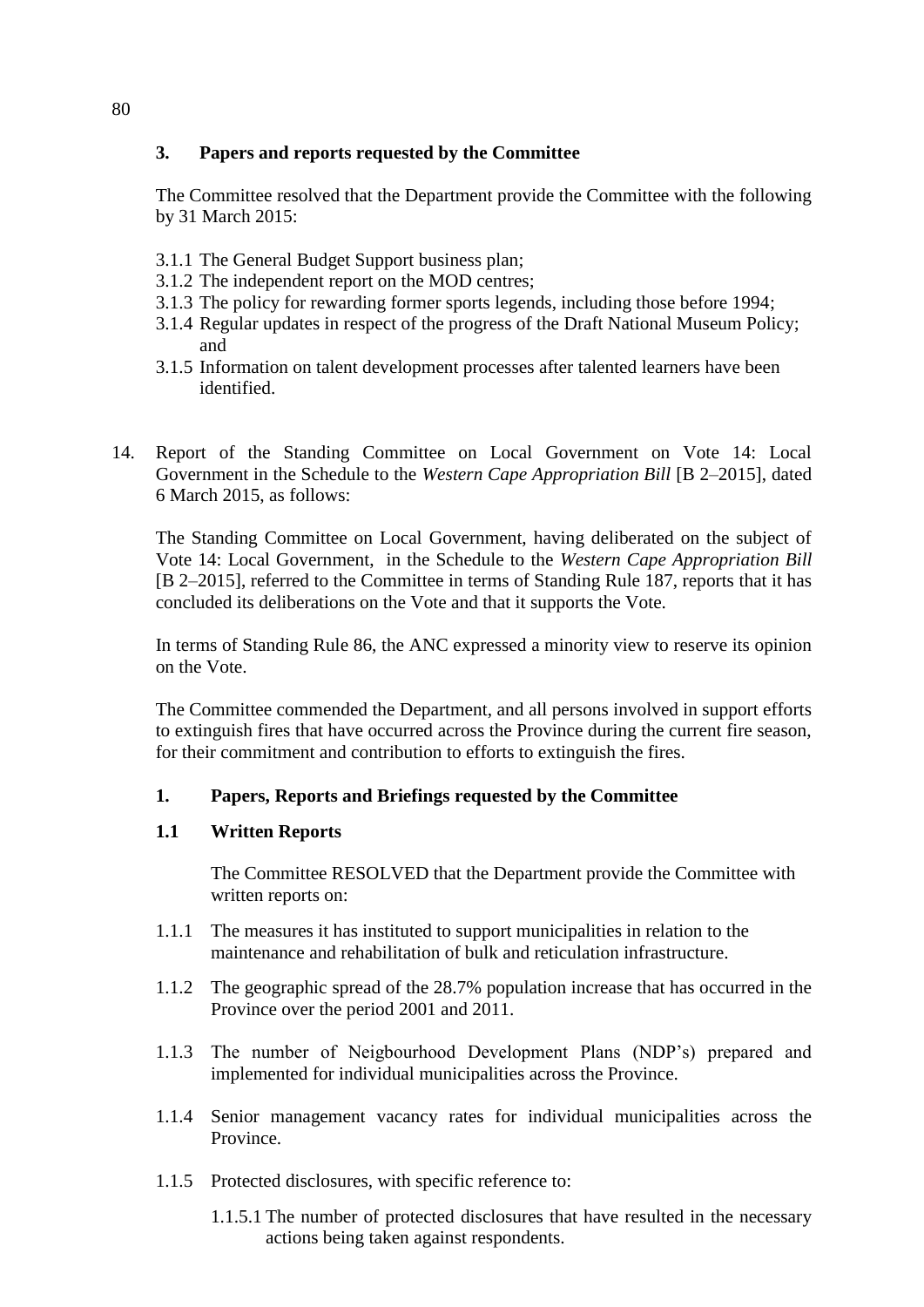### 3. Papers and reports requested by the Committee

The Committee resolved that the Department provide the Committee with the following by 31 March 2015:

3.1.1 The General Budget Support business plan;
3.1.2 The independent report on the MOD centres;
3.1.3 The policy for rewarding former sports legends, including those before 1994;
3.1.4 Regular updates in respect of the progress of the Draft National Museum Policy; and
3.1.5 Information on talent development processes after talented learners have been identified.

14. Report of the Standing Committee on Local Government on Vote 14: Local Government in the Schedule to the *Western Cape Appropriation Bill* [B 2–2015], dated 6 March 2015, as follows:

The Standing Committee on Local Government, having deliberated on the subject of Vote 14: Local Government, in the Schedule to the *Western Cape Appropriation Bill* [B 2–2015], referred to the Committee in terms of Standing Rule 187, reports that it has concluded its deliberations on the Vote and that it supports the Vote.

In terms of Standing Rule 86, the ANC expressed a minority view to reserve its opinion on the Vote.

The Committee commended the Department, and all persons involved in support efforts to extinguish fires that have occurred across the Province during the current fire season, for their commitment and contribution to efforts to extinguish the fires.

### 1. Papers, Reports and Briefings requested by the Committee

#### 1.1 Written Reports

The Committee RESOLVED that the Department provide the Committee with written reports on:

1.1.1 The measures it has instituted to support municipalities in relation to the maintenance and rehabilitation of bulk and reticulation infrastructure.

1.1.2 The geographic spread of the 28.7% population increase that has occurred in the Province over the period 2001 and 2011.

1.1.3 The number of Neigbourhood Development Plans (NDP's) prepared and implemented for individual municipalities across the Province.

1.1.4 Senior management vacancy rates for individual municipalities across the Province.

1.1.5 Protected disclosures, with specific reference to:

1.1.5.1 The number of protected disclosures that have resulted in the necessary actions being taken against respondents.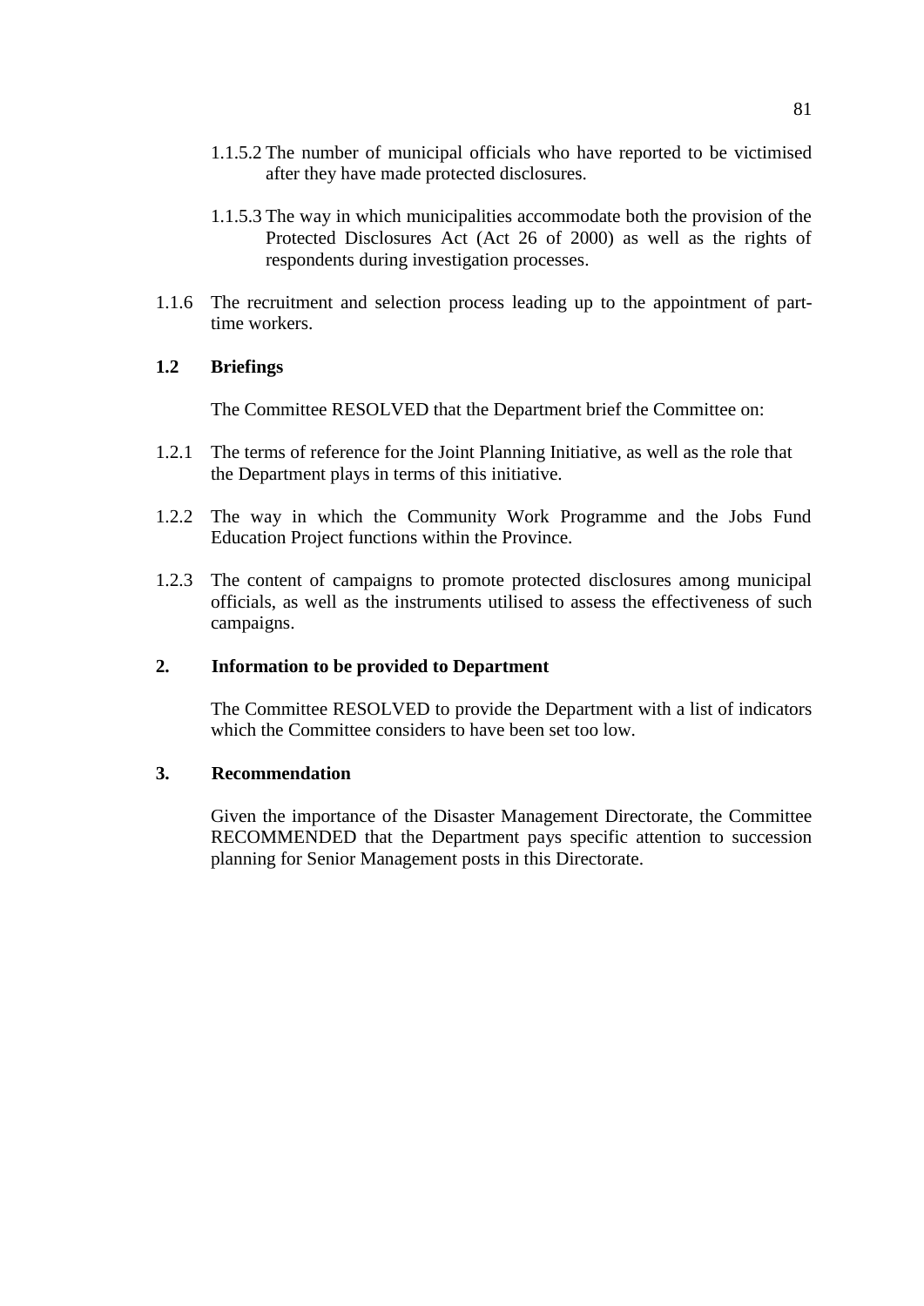1.1.5.2 The number of municipal officials who have reported to be victimised after they have made protected disclosures.

1.1.5.3 The way in which municipalities accommodate both the provision of the Protected Disclosures Act (Act 26 of 2000) as well as the rights of respondents during investigation processes.

1.1.6 The recruitment and selection process leading up to the appointment of part-time workers.

**1.2 Briefings**

The Committee RESOLVED that the Department brief the Committee on:

1.2.1 The terms of reference for the Joint Planning Initiative, as well as the role that the Department plays in terms of this initiative.

1.2.2 The way in which the Community Work Programme and the Jobs Fund Education Project functions within the Province.

1.2.3 The content of campaigns to promote protected disclosures among municipal officials, as well as the instruments utilised to assess the effectiveness of such campaigns.

**2. Information to be provided to Department**

The Committee RESOLVED to provide the Department with a list of indicators which the Committee considers to have been set too low.

**3. Recommendation**

Given the importance of the Disaster Management Directorate, the Committee RECOMMENDED that the Department pays specific attention to succession planning for Senior Management posts in this Directorate.